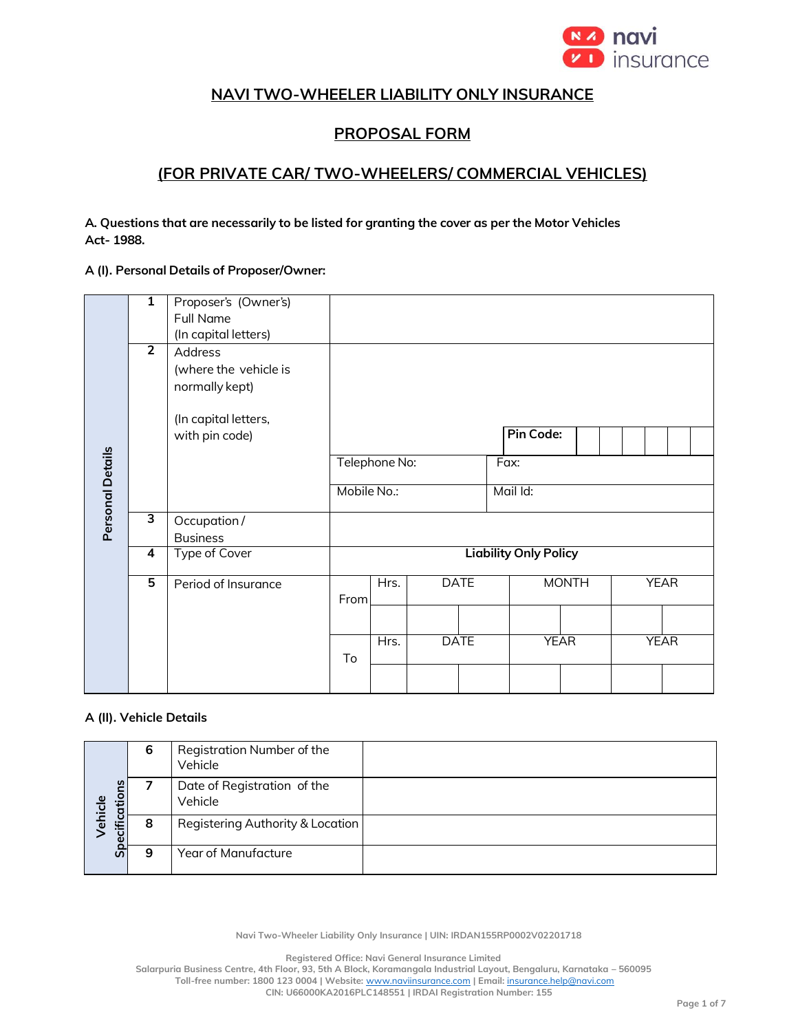# NAVI TWO-WHEELER LIABILITY ONLY INSURANCE

## PROPOSAL FORM

## (FOR PRIVATE CAR/ TWO-WHEELERS/ COMMERCIAL VEHICLES)

**A. Questions that are necessarily to be listed for granting the cover as per the Motor Vehicles Act- 1988.**

**A (I). Personal Details of Proposer/Owner:**

| Personal Details | No. | Particulars | | | | | |
|---|---|---|---|---|---|---|---|
| | 1 | Proposer's (Owner's) Full Name (In capital letters) | | | | | |
| | 2 | Address (where the vehicle is normally kept) (In capital letters, with pin code) | | | | | |
| | | | | | **Pin Code:** | | |
| | | | Telephone No: | | Fax: | | |
| | | | Mobile No.: | | Mail Id: | | |
| | 3 | Occupation / Business | | | | | |
| | 4 | Type of Cover | **Liability Only Policy** | | | | |
| | 5 | Period of Insurance | From | Hrs. | DATE | MONTH | YEAR |
| | | | | | | | |
| | | | To | Hrs. | DATE | YEAR | YEAR |
| | | | | | | | |

**A (II). Vehicle Details**

| Vehicle Specifications | No. | Particulars | |
|---|---|---|---|
| | 6 | Registration Number of the Vehicle | |
| | 7 | Date of Registration of the Vehicle | |
| | 8 | Registering Authority & Location | |
| | 9 | Year of Manufacture | |

Navi Two-Wheeler Liability Only Insurance | UIN: IRDAN155RP0002V02201718

Registered Office: Navi General Insurance Limited
Salarpuria Business Centre, 4th Floor, 93, 5th A Block, Koramangala Industrial Layout, Bengaluru, Karnataka – 560095
Toll-free number: 1800 123 0004 | Website: www.naviinsurance.com | Email: insurance.help@navi.com
CIN: U66000KA2016PLC148551 | IRDAI Registration Number: 155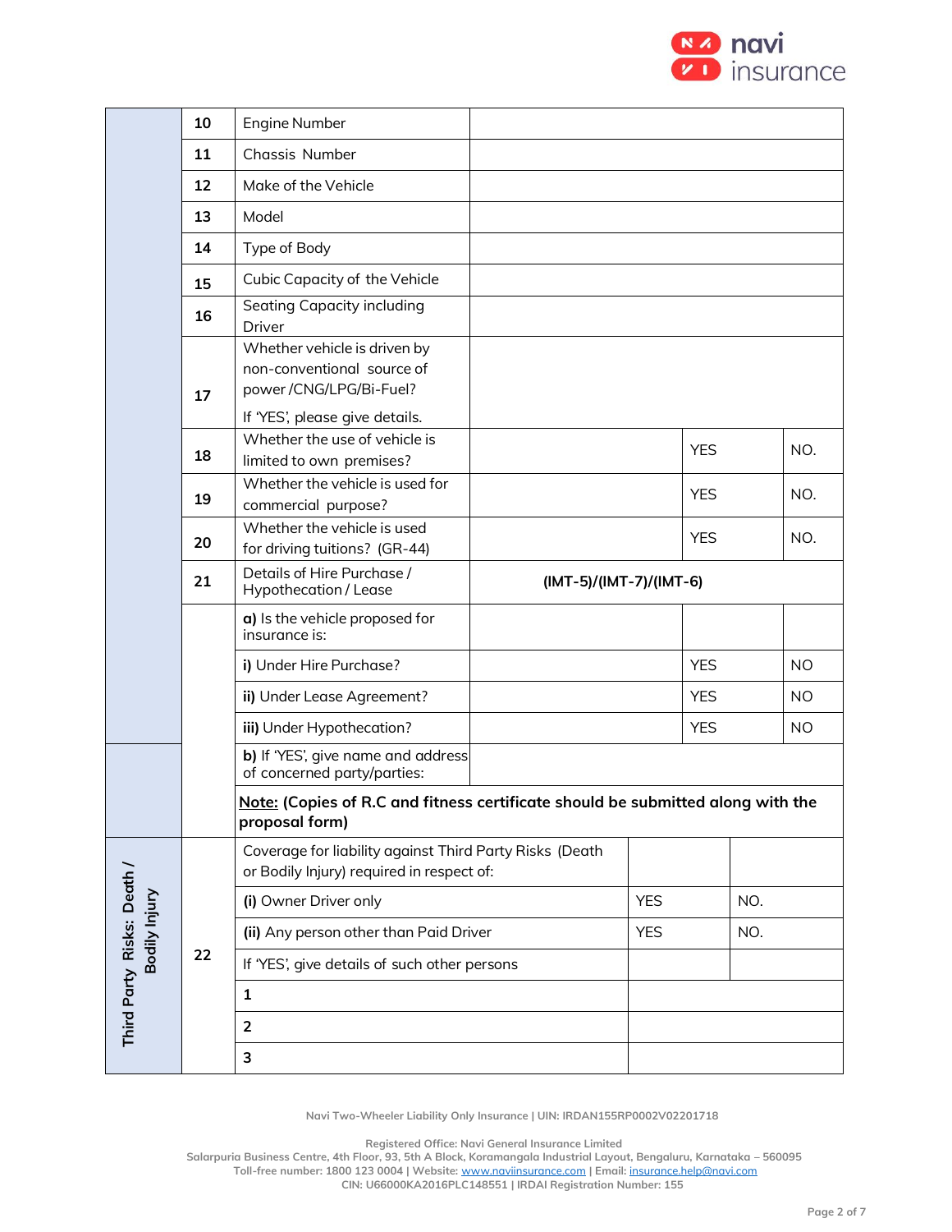| | No. | Particulars | Details | | |
|---|---|---|---|---|---|
| | 10 | Engine Number | | | |
| | 11 | Chassis Number | | | |
| | 12 | Make of the Vehicle | | | |
| | 13 | Model | | | |
| | 14 | Type of Body | | | |
| | 15 | Cubic Capacity of the Vehicle | | | |
| | 16 | Seating Capacity including Driver | | | |
| | 17 | Whether vehicle is driven by non-conventional source of power /CNG/LPG/Bi-Fuel? If 'YES', please give details. | | | |
| | 18 | Whether the use of vehicle is limited to own premises? | | YES | NO. |
| | 19 | Whether the vehicle is used for commercial purpose? | | YES | NO. |
| | 20 | Whether the vehicle is used for driving tuitions? (GR-44) | | YES | NO. |
| | 21 | Details of Hire Purchase / Hypothecation / Lease | (IMT-5)/(IMT-7)/(IMT-6) | | |
| | | **a)** Is the vehicle proposed for insurance is: | | | |
| | | **i)** Under Hire Purchase? | | YES | NO |
| | | **ii)** Under Lease Agreement? | | YES | NO |
| | | **iii)** Under Hypothecation? | | YES | NO |
| | | **b)** If 'YES', give name and address of concerned party/parties: | | | |
| | | **Note: (Copies of R.C and fitness certificate should be submitted along with the proposal form)** | | | |

| Third Party Risks: Death / Bodily Injury | No. | Particulars | | |
|---|---|---|---|---|
| | 22 | Coverage for liability against Third Party Risks (Death or Bodily Injury) required in respect of: | | |
| | | **(i)** Owner Driver only | YES | NO. |
| | | **(ii)** Any person other than Paid Driver | YES | NO. |
| | | If 'YES', give details of such other persons | | |
| | | **1** | | |
| | | **2** | | |
| | | **3** | | |

Navi Two-Wheeler Liability Only Insurance | UIN: IRDAN155RP0002V02201718

Registered Office: Navi General Insurance Limited
Salarpuria Business Centre, 4th Floor, 93, 5th A Block, Koramangala Industrial Layout, Bengaluru, Karnataka – 560095
Toll-free number: 1800 123 0004 | Website: www.naviinsurance.com | Email: insurance.help@navi.com
CIN: U66000KA2016PLC148551 | IRDAI Registration Number: 155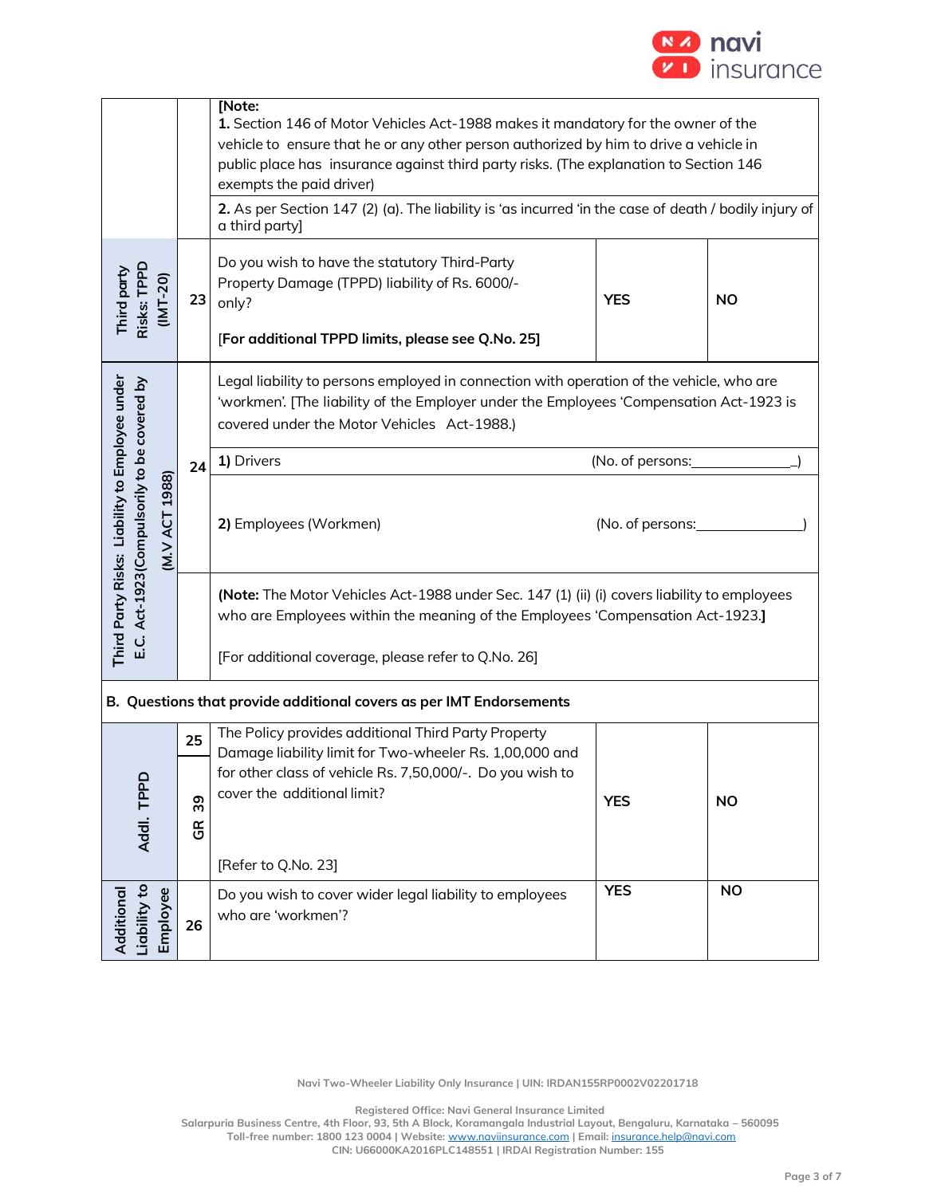| | | | | |
|---|---|---|---|---|
| | | **[Note:** <br> **1.** Section 146 of Motor Vehicles Act-1988 makes it mandatory for the owner of the vehicle to ensure that he or any other person authorized by him to drive a vehicle in public place has insurance against third party risks. (The explanation to Section 146 exempts the paid driver) | | |
| | | **2.** As per Section 147 (2) (a). The liability is 'as incurred 'in the case of death / bodily injury of a third party] | | |
| **Third party Risks: TPPD (IMT-20)** | 23 | Do you wish to have the statutory Third-Party Property Damage (TPPD) liability of Rs. 6000/- only? <br><br> **[For additional TPPD limits, please see Q.No. 25]** | **YES** | **NO** |
| **Third Party Risks: Liability to Employee under E.C. Act-1923(Compulsorily to be covered by (M.V ACT 1988)** | 24 | Legal liability to persons employed in connection with operation of the vehicle, who are 'workmen'. [The liability of the Employer under the Employees 'Compensation Act-1923 is covered under the Motor Vehicles Act-1988.) | | |
| | | **1)** Drivers (No. of persons:_____________) | | |
| | | **2)** Employees (Workmen) (No. of persons:_____________) | | |
| | | **(Note:** The Motor Vehicles Act-1988 under Sec. 147 (1) (ii) (i) covers liability to employees who are Employees within the meaning of the Employees 'Compensation Act-1923.**]** <br><br> [For additional coverage, please refer to Q.No. 26] | | |
| **B. Questions that provide additional covers as per IMT Endorsements** | | | | |
| **Addl. TPPD** | 25 <br> GR 39 | The Policy provides additional Third Party Property Damage liability limit for Two-wheeler Rs. 1,00,000 and for other class of vehicle Rs. 7,50,000/-. Do you wish to cover the additional limit? <br><br> [Refer to Q.No. 23] | **YES** | **NO** |
| **Additional Liability to Employee** | 26 | Do you wish to cover wider legal liability to employees who are 'workmen'? | **YES** | **NO** |

Navi Two-Wheeler Liability Only Insurance | UIN: IRDAN155RP0002V02201718

Registered Office: Navi General Insurance Limited
Salarpuria Business Centre, 4th Floor, 93, 5th A Block, Koramangala Industrial Layout, Bengaluru, Karnataka – 560095
Toll-free number: 1800 123 0004 | Website: www.naviinsurance.com | Email: insurance.help@navi.com
CIN: U66000KA2016PLC148551 | IRDAI Registration Number: 155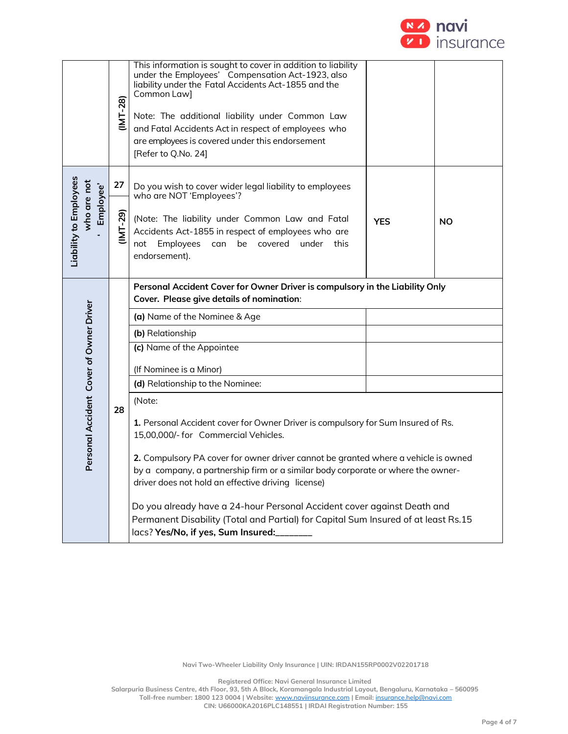| | | | | |
|---|---|---|---|---|
| | (IMT-28) | This information is sought to cover in addition to liability under the Employees' Compensation Act-1923, also liability under the Fatal Accidents Act-1855 and the Common Law]<br><br>Note: The additional liability under Common Law and Fatal Accidents Act in respect of employees who are employees is covered under this endorsement [Refer to Q.No. 24] | | |
| Liability to Employees who are not 'Employee' | 27<br><br>(IMT-29) | Do you wish to cover wider legal liability to employees who are NOT 'Employees'?<br><br>(Note: The liability under Common Law and Fatal Accidents Act-1855 in respect of employees who are not Employees can be covered under this endorsement). | **YES** | **NO** |
| Personal Accident Cover of Owner Driver | 28 | **Personal Accident Cover for Owner Driver is compulsory in the Liability Only Cover. Please give details of nomination**: | | |
| | | **(a)** Name of the Nominee & Age | | |
| | | **(b)** Relationship | | |
| | | **(c)** Name of the Appointee<br><br>(If Nominee is a Minor) | | |
| | | **(d)** Relationship to the Nominee: | | |
| | | (Note:<br><br>**1.** Personal Accident cover for Owner Driver is compulsory for Sum Insured of Rs. 15,00,000/- for Commercial Vehicles.<br><br>**2.** Compulsory PA cover for owner driver cannot be granted where a vehicle is owned by a company, a partnership firm or a similar body corporate or where the owner-driver does not hold an effective driving license)<br><br>Do you already have a 24-hour Personal Accident cover against Death and Permanent Disability (Total and Partial) for Capital Sum Insured of at least Rs.15 lacs? **Yes/No, if yes, Sum Insured:_______** | | |

Navi Two-Wheeler Liability Only Insurance | UIN: IRDAN155RP0002V02201718

Registered Office: Navi General Insurance Limited
Salarpuria Business Centre, 4th Floor, 93, 5th A Block, Koramangala Industrial Layout, Bengaluru, Karnataka – 560095
Toll-free number: 1800 123 0004 | Website: www.naviinsurance.com | Email: insurance.help@navi.com
CIN: U66000KA2016PLC148551 | IRDAI Registration Number: 155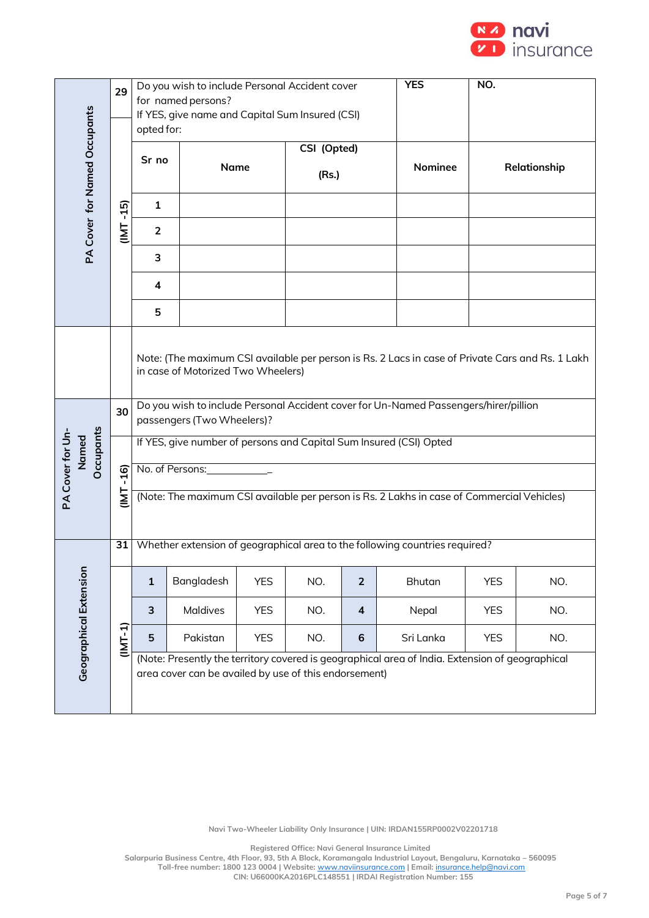| PA Cover for Named Occupants | 29 (IMT -15) | Do you wish to include Personal Accident cover for named persons? If YES, give name and Capital Sum Insured (CSI) opted for: | | YES | NO. |
|---|---|---|---|---|---|
| | **Sr no** | **Name** | **CSI (Opted) (Rs.)** | **Nominee** | **Relationship** |
| | 1 | | | | |
| | 2 | | | | |
| | 3 | | | | |
| | 4 | | | | |
| | 5 | | | | |

Note: (The maximum CSI available per person is Rs. 2 Lacs in case of Private Cars and Rs. 1 Lakh in case of Motorized Two Wheelers)

**PA Cover for Un-Named Occupants**

**30 (IMT -16)** Do you wish to include Personal Accident cover for Un-Named Passengers/hirer/pillion passengers (Two Wheelers)?

If YES, give number of persons and Capital Sum Insured (CSI) Opted

No. of Persons:____________

(Note: The maximum CSI available per person is Rs. 2 Lakhs in case of Commercial Vehicles)

**Geographical Extension**

**31 (IMT-1)** Whether extension of geographical area to the following countries required?

| | | | | | | | |
|---|---|---|---|---|---|---|---|
| 1 | Bangladesh | YES | NO. | 2 | Bhutan | YES | NO. |
| 3 | Maldives | YES | NO. | 4 | Nepal | YES | NO. |
| 5 | Pakistan | YES | NO. | 6 | Sri Lanka | YES | NO. |

(Note: Presently the territory covered is geographical area of India. Extension of geographical area cover can be availed by use of this endorsement)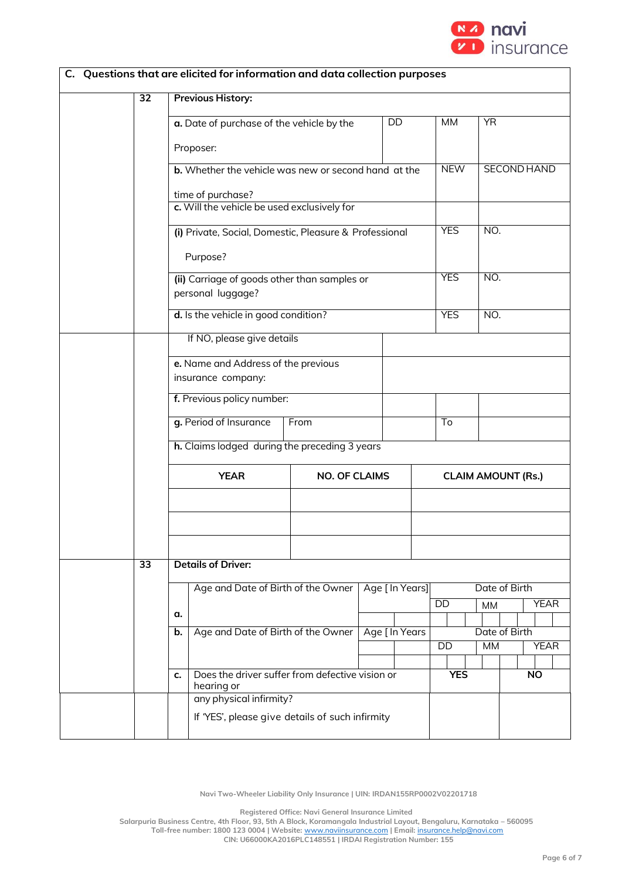## C. Questions that are elicited for information and data collection purposes

| No. | Question | | | | |
|---|---|---|---|---|---|
| 32 | **Previous History:** | | | | |
| | **a.** Date of purchase of the vehicle by the Proposer: | DD | MM | YR | |
| | **b.** Whether the vehicle was new or second hand at the time of purchase? | | NEW | SECOND HAND | |
| | **c.** Will the vehicle be used exclusively for | | | | |
| | **(i)** Private, Social, Domestic, Pleasure & Professional Purpose? | | YES | NO. | |
| | **(ii)** Carriage of goods other than samples or personal luggage? | | YES | NO. | |
| | **d.** Is the vehicle in good condition? | | YES | NO. | |
| | If NO, please give details | | | | |
| | **e.** Name and Address of the previous insurance company: | | | | |
| | **f.** Previous policy number: | | | | |
| | **g.** Period of Insurance | From | | To | |
| | **h.** Claims lodged during the preceding 3 years | | | | |

| YEAR | NO. OF CLAIMS | CLAIM AMOUNT (Rs.) |
|---|---|---|
| | | |
| | | |
| | | |

| No. | | Question | | | | |
|---|---|---|---|---|---|---|
| 33 | | **Details of Driver:** | | | | |
| | **a.** | Age and Date of Birth of the Owner | Age [ In Years] | Date of Birth: DD | MM | YEAR |
| | **b.** | Age and Date of Birth of the Owner | Age [ In Years | Date of Birth: DD | MM | YEAR |
| | **c.** | Does the driver suffer from defective vision or hearing or any physical infirmity? If 'YES', please give details of such infirmity | | **YES** | | **NO** |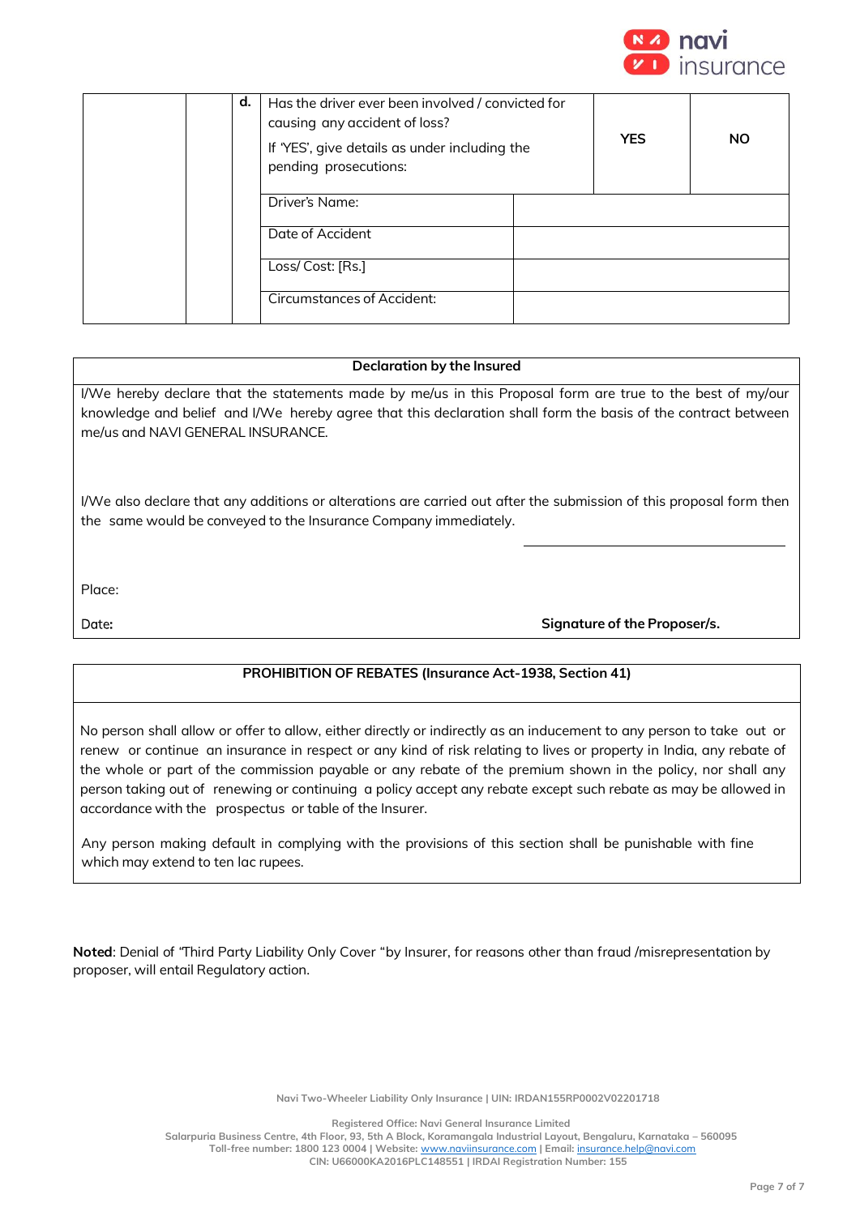| | | | | | |
|---|---|---|---|---|---|
| | | d. | Has the driver ever been involved / convicted for causing any accident of loss?<br><br>If 'YES', give details as under including the pending prosecutions: | YES | NO |
| | | | Driver's Name: | | |
| | | | Date of Accident | | |
| | | | Loss/ Cost: [Rs.] | | |
| | | | Circumstances of Accident: | | |

**Declaration by the Insured**

I/We hereby declare that the statements made by me/us in this Proposal form are true to the best of my/our knowledge and belief and I/We hereby agree that this declaration shall form the basis of the contract between me/us and NAVI GENERAL INSURANCE.

I/We also declare that any additions or alterations are carried out after the submission of this proposal form then the same would be conveyed to the Insurance Company immediately.

Place:

Date:

**Signature of the Proposer/s.**

**PROHIBITION OF REBATES (Insurance Act-1938, Section 41)**

No person shall allow or offer to allow, either directly or indirectly as an inducement to any person to take out or renew or continue an insurance in respect or any kind of risk relating to lives or property in India, any rebate of the whole or part of the commission payable or any rebate of the premium shown in the policy, nor shall any person taking out of renewing or continuing a policy accept any rebate except such rebate as may be allowed in accordance with the prospectus or table of the Insurer.

Any person making default in complying with the provisions of this section shall be punishable with fine which may extend to ten lac rupees.

**Noted**: Denial of "Third Party Liability Only Cover "by Insurer, for reasons other than fraud /misrepresentation by proposer, will entail Regulatory action.

Navi Two-Wheeler Liability Only Insurance | UIN: IRDAN155RP0002V02201718

Registered Office: Navi General Insurance Limited
Salarpuria Business Centre, 4th Floor, 93, 5th A Block, Koramangala Industrial Layout, Bengaluru, Karnataka – 560095
Toll-free number: 1800 123 0004 | Website: www.naviinsurance.com | Email: insurance.help@navi.com
CIN: U66000KA2016PLC148551 | IRDAI Registration Number: 155